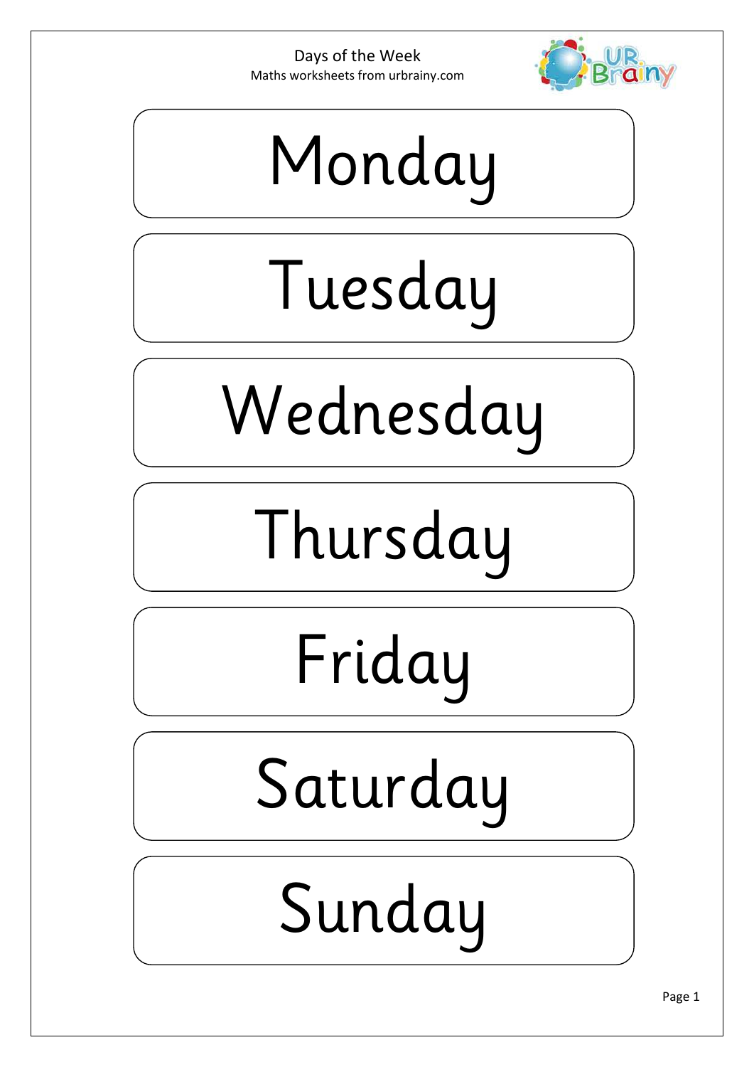Days of the Week
Maths worksheets from urbrainy.com

# Monday

# Tuesday

# Wednesday

# Thursday

# Friday

# Saturday

# Sunday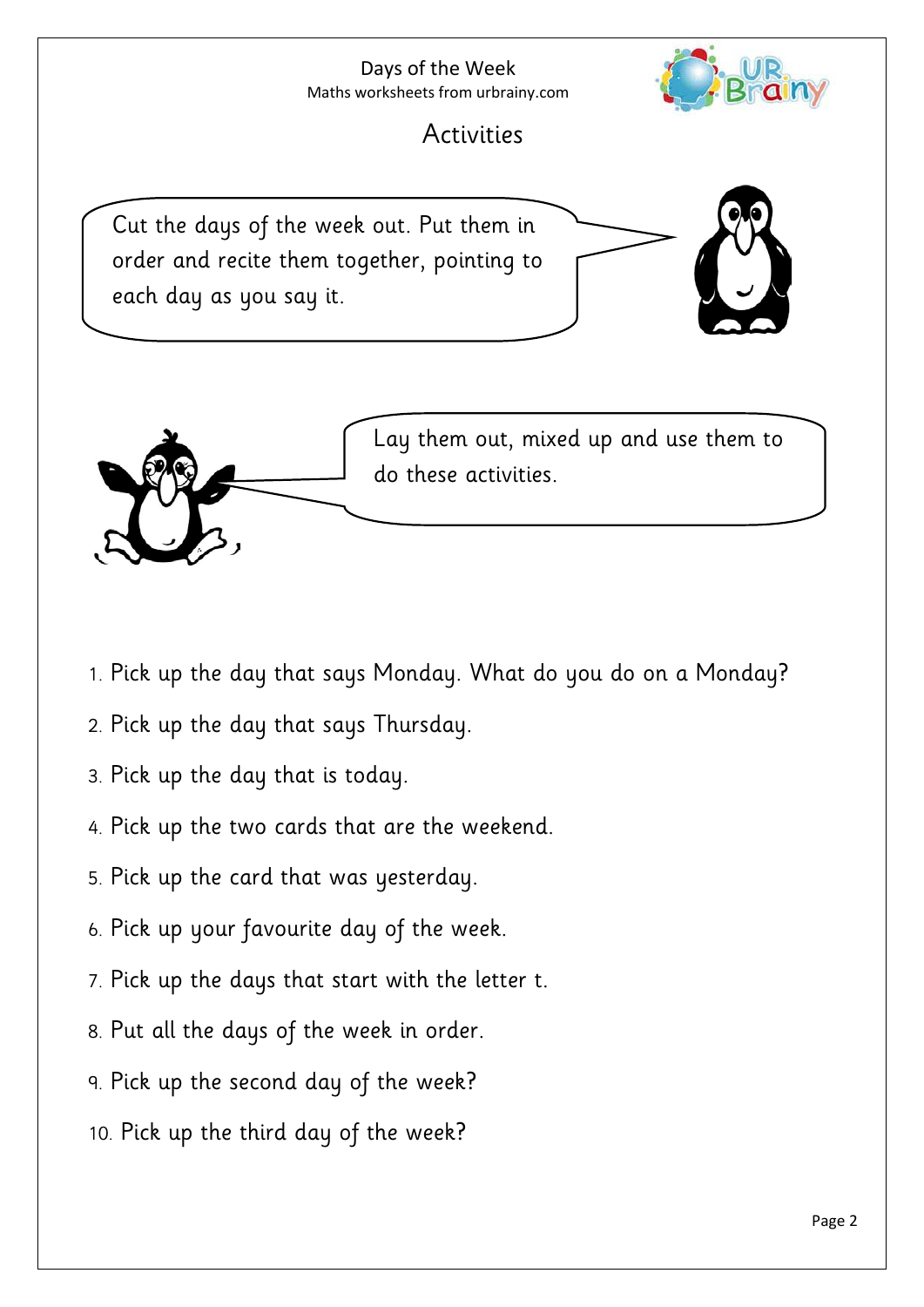# Activities

Cut the days of the week out. Put them in order and recite them together, pointing to each day as you say it.

Lay them out, mixed up and use them to do these activities.

1. Pick up the day that says Monday. What do you do on a Monday?
2. Pick up the day that says Thursday.
3. Pick up the day that is today.
4. Pick up the two cards that are the weekend.
5. Pick up the card that was yesterday.
6. Pick up your favourite day of the week.
7. Pick up the days that start with the letter t.
8. Put all the days of the week in order.
9. Pick up the second day of the week?
10. Pick up the third day of the week?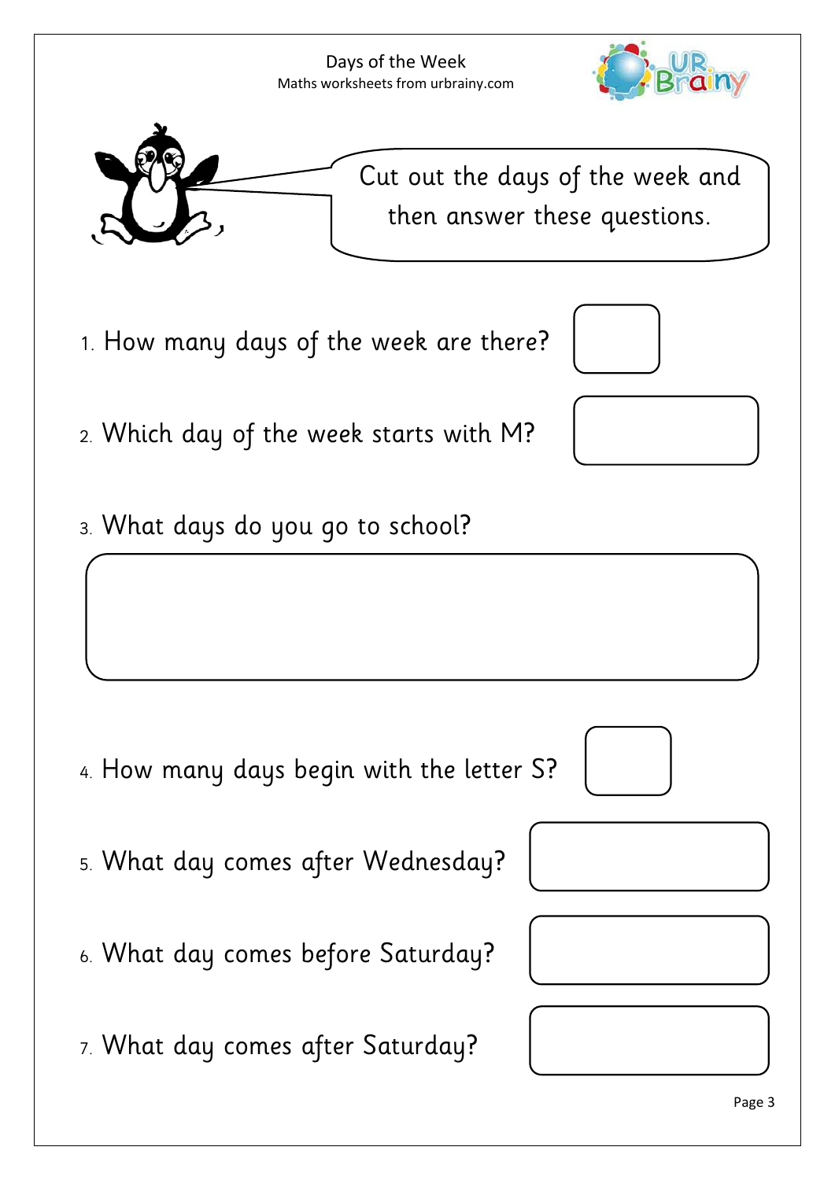# Days of the Week

Maths worksheets from urbrainy.com

Cut out the days of the week and then answer these questions.

1. How many days of the week are there?
2. Which day of the week starts with M?
3. What days do you go to school?
4. How many days begin with the letter S?
5. What day comes after Wednesday?
6. What day comes before Saturday?
7. What day comes after Saturday?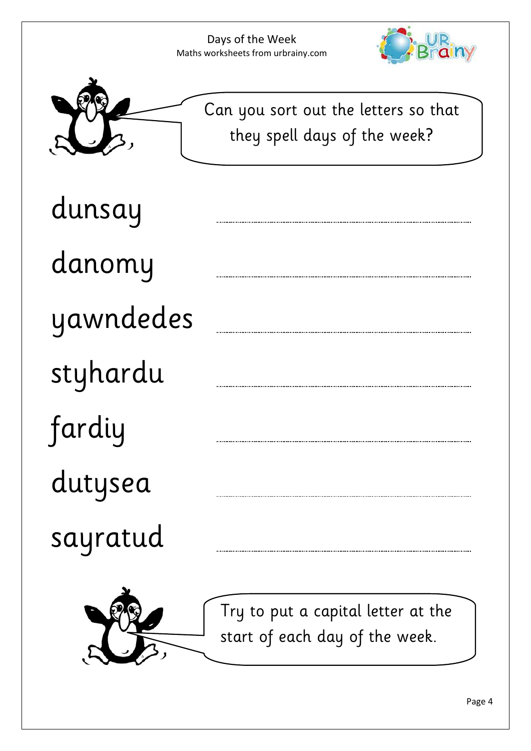# Days of the Week

Maths worksheets from urbrainy.com

Can you sort out the letters so that they spell days of the week?

dunsay ..............................

danomy ..............................

yawndedes ..............................

styhardu ..............................

fardiy ..............................

dutysea ..............................

sayratud ..............................

Try to put a capital letter at the start of each day of the week.